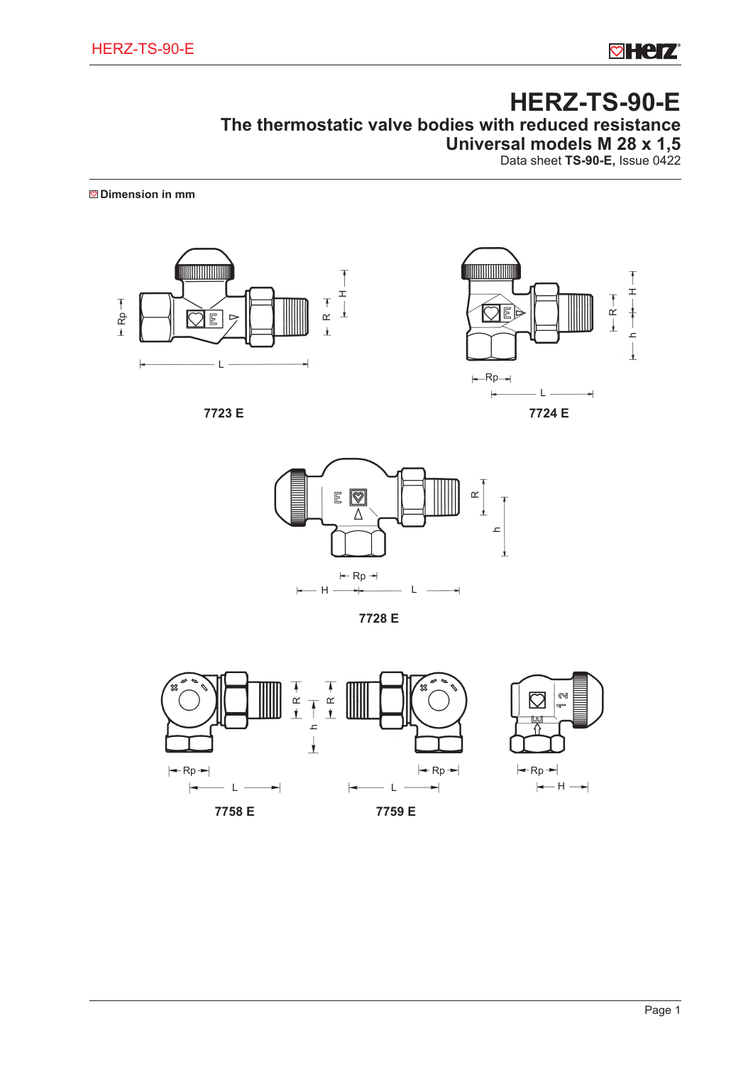# HERZ-TS-90-E

## The thermostatic valve bodies with reduced resistance

## Universal models M 28 x 1,5

Data sheet **TS-90-E,** Issue 0422

**Dimension in mm**

7723 E

7724 E

7728 E

7758 E

7759 E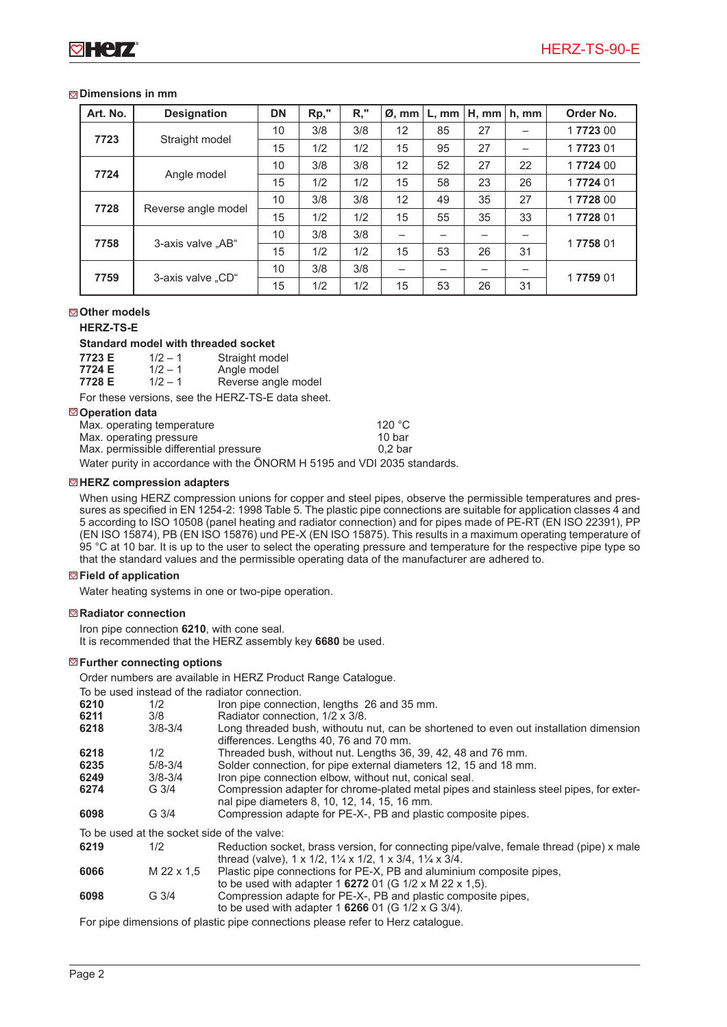## Dimensions in mm

| Art. No. | Designation | DN | Rp," | R," | Ø, mm | L, mm | H, mm | h, mm | Order No. |
|---|---|---|---|---|---|---|---|---|---|
| 7723 | Straight model | 10 | 3/8 | 3/8 | 12 | 85 | 27 | – | 1 **7723** 00 |
| | | 15 | 1/2 | 1/2 | 15 | 95 | 27 | – | 1 **7723** 01 |
| 7724 | Angle model | 10 | 3/8 | 3/8 | 12 | 52 | 27 | 22 | 1 **7724** 00 |
| | | 15 | 1/2 | 1/2 | 15 | 58 | 23 | 26 | 1 **7724** 01 |
| 7728 | Reverse angle model | 10 | 3/8 | 3/8 | 12 | 49 | 35 | 27 | 1 **7728** 00 |
| | | 15 | 1/2 | 1/2 | 15 | 55 | 35 | 33 | 1 **7728** 01 |
| 7758 | 3-axis valve „AB“ | 10 | 3/8 | 3/8 | – | – | – | – | 1 **7758** 01 |
| | | 15 | 1/2 | 1/2 | 15 | 53 | 26 | 31 | |
| 7759 | 3-axis valve „CD“ | 10 | 3/8 | 3/8 | – | – | – | – | 1 **7759** 01 |
| | | 15 | 1/2 | 1/2 | 15 | 53 | 26 | 31 | |

## Other models

**HERZ-TS-E**

**Standard model with threaded socket**

| | | |
|---|---|---|
| **7723 E** | 1/2 – 1 | Straight model |
| **7724 E** | 1/2 – 1 | Angle model |
| **7728 E** | 1/2 – 1 | Reverse angle model |

For these versions, see the HERZ-TS-E data sheet.

## Operation data

| | |
|---|---|
| Max. operating temperature | 120 °C |
| Max. operating pressure | 10 bar |
| Max. permissible differential pressure | 0,2 bar |

Water purity in accordance with the ÖNORM H 5195 and VDI 2035 standards.

## HERZ compression adapters

When using HERZ compression unions for copper and steel pipes, observe the permissible temperatures and pressures as specified in EN 1254-2: 1998 Table 5. The plastic pipe connections are suitable for application classes 4 and 5 according to ISO 10508 (panel heating and radiator connection) and for pipes made of PE-RT (EN ISO 22391), PP (EN ISO 15874), PB (EN ISO 15876) und PE-X (EN ISO 15875). This results in a maximum operating temperature of 95 °C at 10 bar. It is up to the user to select the operating pressure and temperature for the respective pipe type so that the standard values and the permissible operating data of the manufacturer are adhered to.

## Field of application

Water heating systems in one or two-pipe operation.

## Radiator connection

Iron pipe connection **6210**, with cone seal.
It is recommended that the HERZ assembly key **6680** be used.

## Further connecting options

Order numbers are available in HERZ Product Range Catalogue.

To be used instead of the radiator connection.

| | | |
|---|---|---|
| **6210** | 1/2 | Iron pipe connection, lengths 26 and 35 mm. |
| **6211** | 3/8 | Radiator connection, 1/2 x 3/8. |
| **6218** | 3/8-3/4 | Long threaded bush, withoutu nut, can be shortened to even out installation dimension differences. Lengths 40, 76 and 70 mm. |
| **6218** | 1/2 | Threaded bush, without nut. Lengths 36, 39, 42, 48 and 76 mm. |
| **6235** | 5/8-3/4 | Solder connection, for pipe external diameters 12, 15 and 18 mm. |
| **6249** | 3/8-3/4 | Iron pipe connection elbow, without nut, conical seal. |
| **6274** | G 3/4 | Compression adapter for chrome-plated metal pipes and stainless steel pipes, for external pipe diameters 8, 10, 12, 14, 15, 16 mm. |
| **6098** | G 3/4 | Compression adapte for PE-X-, PB and plastic composite pipes. |

To be used at the socket side of the valve:

| | | |
|---|---|---|
| **6219** | 1/2 | Reduction socket, brass version, for connecting pipe/valve, female thread (pipe) x male thread (valve), 1 x 1/2, 1¼ x 1/2, 1 x 3/4, 1¼ x 3/4. |
| **6066** | M 22 x 1,5 | Plastic pipe connections for PE-X, PB and aluminium composite pipes, to be used with adapter 1 **6272** 01 (G 1/2 x M 22 x 1,5). |
| **6098** | G 3/4 | Compression adapte for PE-X-, PB and plastic composite pipes, to be used with adapter 1 **6266** 01 (G 1/2 x G 3/4). |

For pipe dimensions of plastic pipe connections please refer to Herz catalogue.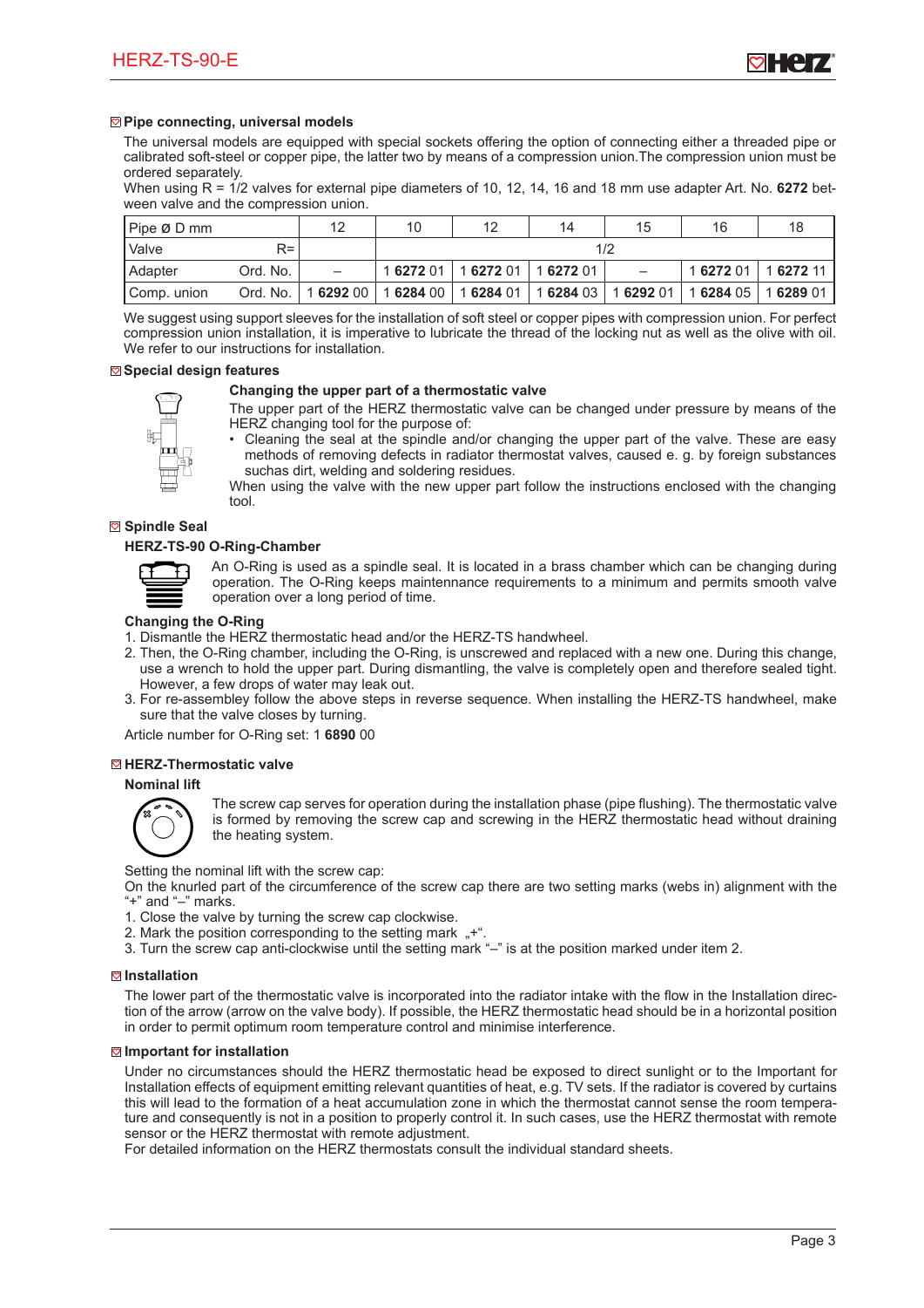## Pipe connecting, universal models

The universal models are equipped with special sockets offering the option of connecting either a threaded pipe or calibrated soft-steel or copper pipe, the latter two by means of a compression union. The compression union must be ordered separately.
When using R = 1/2 valves for external pipe diameters of 10, 12, 14, 16 and 18 mm use adapter Art. No. **6272** between valve and the compression union.

| Pipe Ø D mm | | 12 | 10 | 12 | 14 | 15 | 16 | 18 |
|---|---|---|---|---|---|---|---|---|
| Valve | R= | | 1/2 | | | | | |
| Adapter | Ord. No. | – | 1 **6272** 01 | 1 **6272** 01 | 1 **6272** 01 | – | 1 **6272** 01 | 1 **6272** 11 |
| Comp. union | Ord. No. | 1 **6292** 00 | 1 **6284** 00 | 1 **6284** 01 | 1 **6284** 03 | 1 **6292** 01 | 1 **6284** 05 | 1 **6289** 01 |

We suggest using support sleeves for the installation of soft steel or copper pipes with compression union. For perfect compression union installation, it is imperative to lubricate the thread of the locking nut as well as the olive with oil. We refer to our instructions for installation.

## Special design features

### Changing the upper part of a thermostatic valve

The upper part of the HERZ thermostatic valve can be changed under pressure by means of the HERZ changing tool for the purpose of:

- Cleaning the seal at the spindle and/or changing the upper part of the valve. These are easy methods of removing defects in radiator thermostatic valves, caused e. g. by foreign substances suchas dirt, welding and soldering residues.

When using the valve with the new upper part follow the instructions enclosed with the changing tool.

## Spindle Seal

### HERZ-TS-90 O-Ring-Chamber

An O-Ring is used as a spindle seal. It is located in a brass chamber which can be changing during operation. The O-Ring keeps maintennance requirements to a minimum and permits smooth valve operation over a long period of time.

### Changing the O-Ring

1. Dismantle the HERZ thermostatic head and/or the HERZ-TS handwheel.
2. Then, the O-Ring chamber, including the O-Ring, is unscrewed and replaced with a new one. During this change, use a wrench to hold the upper part. During dismantling, the valve is completely open and therefore sealed tight. However, a few drops of water may leak out.
3. For re-assembley follow the above steps in reverse sequence. When installing the HERZ-TS handwheel, make sure that the valve closes by turning.

Article number for O-Ring set: 1 **6890** 00

## HERZ-Thermostatic valve

### Nominal lift

The screw cap serves for operation during the installation phase (pipe flushing). The thermostatic valve is formed by removing the screw cap and screwing in the HERZ thermostatic head without draining the heating system.

Setting the nominal lift with the screw cap:
On the knurled part of the circumference of the screw cap there are two setting marks (webs in) alignment with the "+" and "–" marks.

1. Close the valve by turning the screw cap clockwise.
2. Mark the position corresponding to the setting mark „+".
3. Turn the screw cap anti-clockwise until the setting mark "–" is at the position marked under item 2.

## Installation

The lower part of the thermostatic valve is incorporated into the radiator intake with the flow in the Installation direction of the arrow (arrow on the valve body). If possible, the HERZ thermostatic head should be in a horizontal position in order to permit optimum room temperature control and minimise interference.

## Important for installation

Under no circumstances should the HERZ thermostatic head be exposed to direct sunlight or to the Important for Installation effects of equipment emitting relevant quantities of heat, e.g. TV sets. If the radiator is covered by curtains this will lead to the formation of a heat accumulation zone in which the thermostat cannot sense the room temperature and consequently is not in a position to properly control it. In such cases, use the HERZ thermostat with remote sensor or the HERZ thermostat with remote adjustment.
For detailed information on the HERZ thermostats consult the individual standard sheets.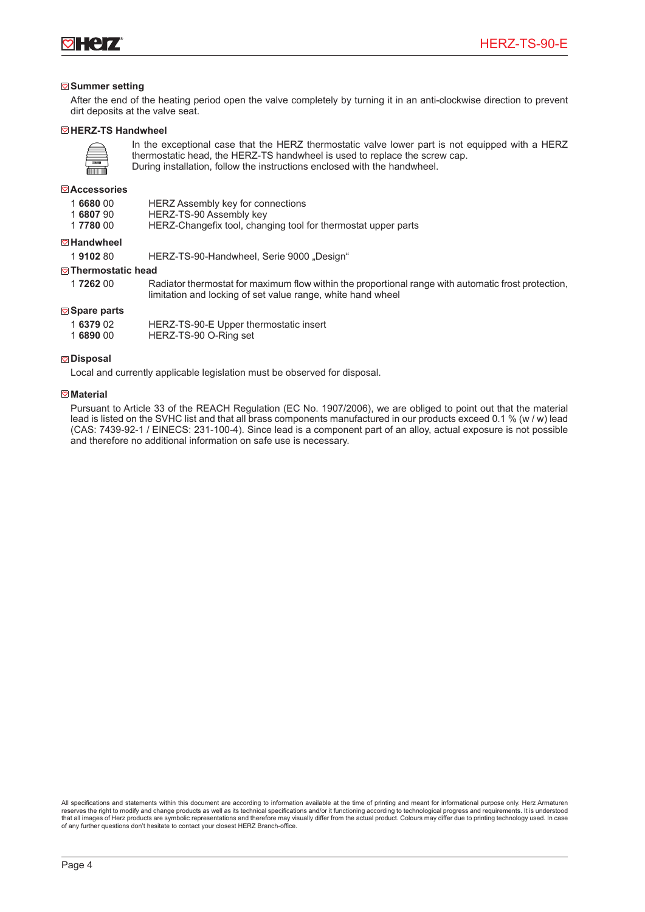## Summer setting

After the end of the heating period open the valve completely by turning it in an anti-clockwise direction to prevent dirt deposits at the valve seat.

## HERZ-TS Handwheel

In the exceptional case that the HERZ thermostatic valve lower part is not equipped with a HERZ thermostatic head, the HERZ-TS handwheel is used to replace the screw cap.
During installation, follow the instructions enclosed with the handwheel.

## Accessories

| | |
|---|---|
| 1 **6680** 00 | HERZ Assembly key for connections |
| 1 **6807** 90 | HERZ-TS-90 Assembly key |
| 1 **7780** 00 | HERZ-Changefix tool, changing tool for thermostat upper parts |

## Handwheel

| | |
|---|---|
| 1 **9102** 80 | HERZ-TS-90-Handwheel, Serie 9000 „Design“ |

## Thermostatic head

| | |
|---|---|
| 1 **7262** 00 | Radiator thermostat for maximum flow within the proportional range with automatic frost protection, limitation and locking of set value range, white hand wheel |

## Spare parts

| | |
|---|---|
| 1 **6379** 02 | HERZ-TS-90-E Upper thermostatic insert |
| 1 **6890** 00 | HERZ-TS-90 O-Ring set |

## Disposal

Local and currently applicable legislation must be observed for disposal.

## Material

Pursuant to Article 33 of the REACH Regulation (EC No. 1907/2006), we are obliged to point out that the material lead is listed on the SVHC list and that all brass components manufactured in our products exceed 0.1 % (w / w) lead (CAS: 7439-92-1 / EINECS: 231-100-4). Since lead is a component part of an alloy, actual exposure is not possible and therefore no additional information on safe use is necessary.

All specifications and statements within this document are according to information available at the time of printing and meant for informational purpose only. Herz Armaturen reserves the right to modify and change products as well as its technical specifications and/or it functioning according to technological progress and requirements. It is understood that all images of Herz products are symbolic representations and therefore may visually differ from the actual product. Colours may differ due to printing technology used. In case of any further questions don't hesitate to contact your closest HERZ Branch-office.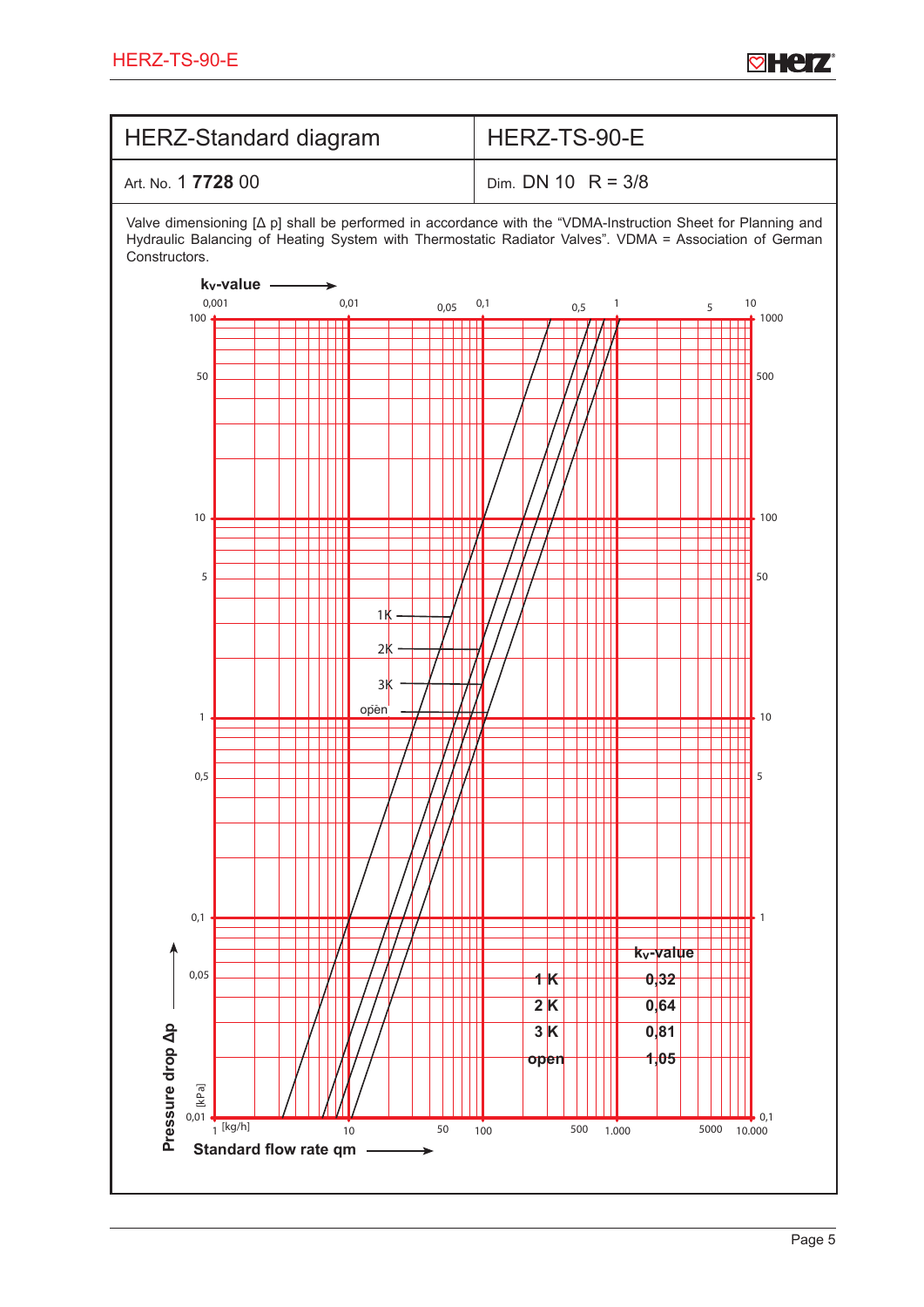| HERZ-Standard diagram | HERZ-TS-90-E |
|---|---|
| Art. No. 1 **7728** 00 | Dim. DN 10 R = 3/8 |

Valve dimensioning [Δ p] shall be performed in accordance with the “VDMA-Instruction Sheet for Planning and Hydraulic Balancing of Heating System with Thermostatic Radiator Valves”. VDMA = Association of German Constructors.

| | $k_v$-value |
|---|---|
| **1 K** | **0,32** |
| **2 K** | **0,64** |
| **3 K** | **0,81** |
| **open** | **1,05** |

**Pressure drop Δp** [kPa]

**Standard flow rate qm** [kg/h]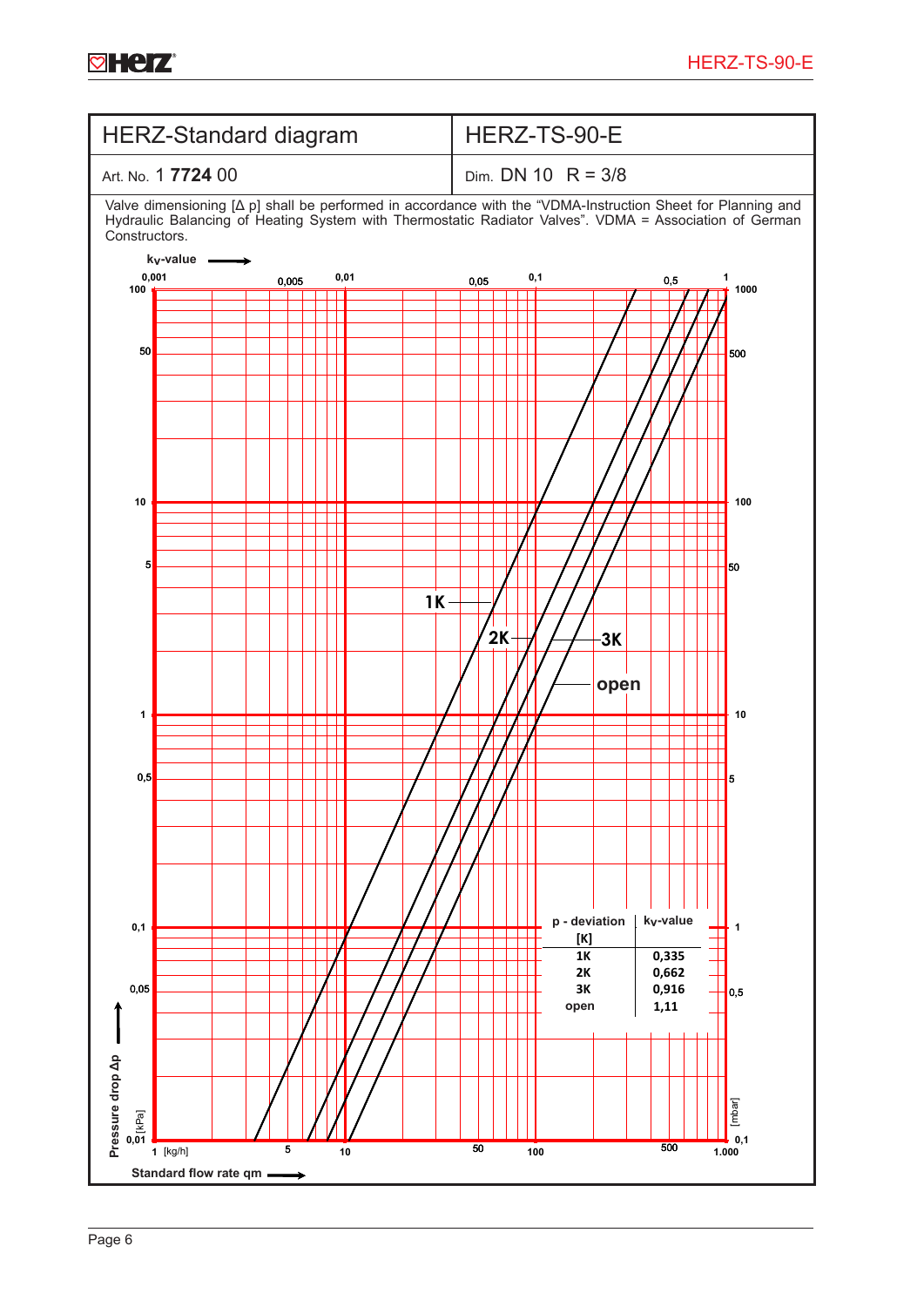| HERZ-Standard diagram | HERZ-TS-90-E |
|---|---|
| Art. No. 1 **7724** 00 | Dim. DN 10 R = 3/8 |

Valve dimensioning [Δ p] shall be performed in accordance with the "VDMA-Instruction Sheet for Planning and Hydraulic Balancing of Heating System with Thermostatic Radiator Valves". VDMA = Association of German Constructors.

$k_V$-value →

Pressure drop Δp [kPa] / [mbar]

Standard flow rate qm [kg/h] →

1K, 2K, 3K, open

| p - deviation [K] | $k_V$-value |
|---|---|
| 1K | 0,335 |
| 2K | 0,662 |
| 3K | 0,916 |
| open | 1,11 |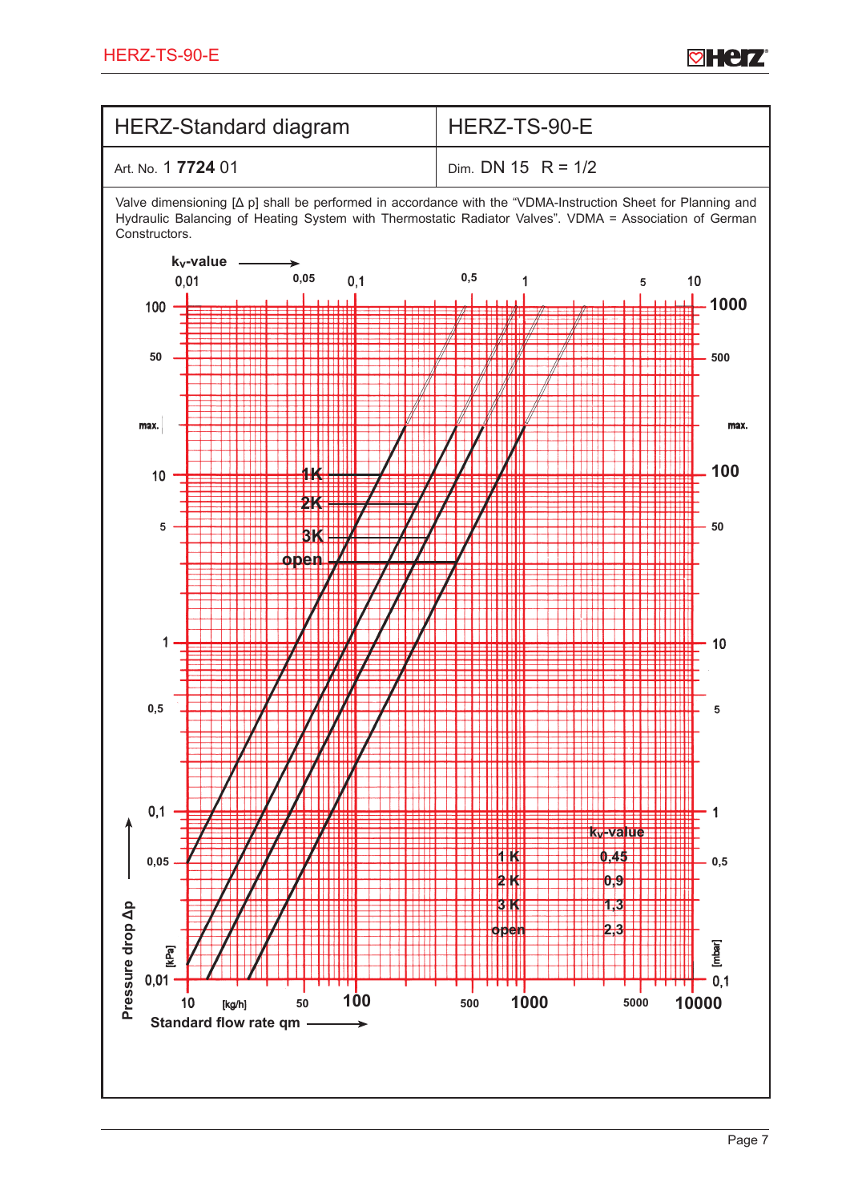| HERZ-Standard diagram | HERZ-TS-90-E |
| --- | --- |
| Art. No. 1 **7724** 01 | Dim. DN 15 R = 1/2 |

Valve dimensioning [Δ p] shall be performed in accordance with the "VDMA-Instruction Sheet for Planning and Hydraulic Balancing of Heating System with Thermostatic Radiator Valves". VDMA = Association of German Constructors.

$k_v$-value →

| | $k_v$-value |
| --- | --- |
| 1 K | 0,45 |
| 2 K | 0,9 |
| 3 K | 1,3 |
| open | 2,3 |

Pressure drop Δp [kPa] / [mbar]

Standard flow rate qm [kg/h] →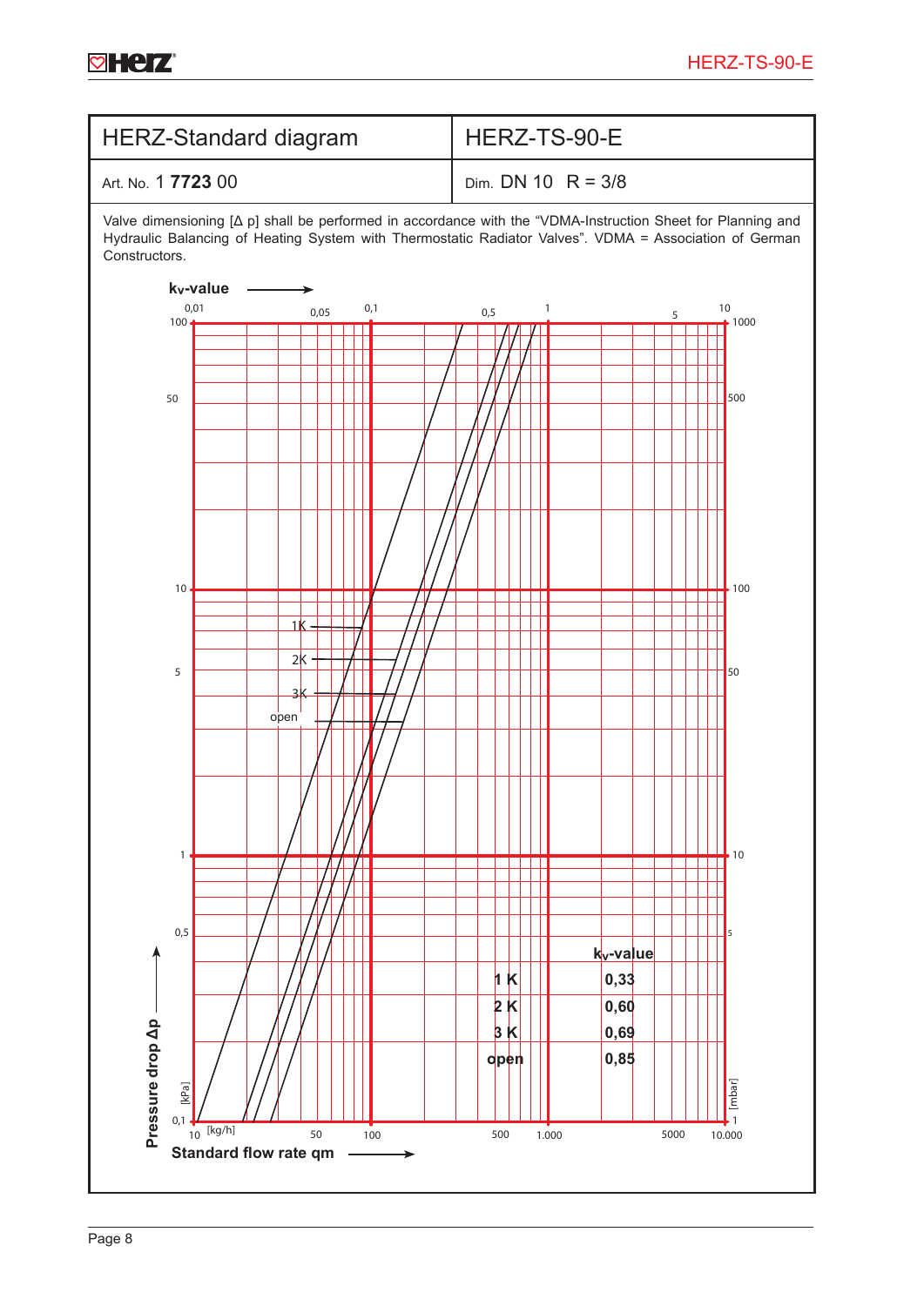| HERZ-Standard diagram | HERZ-TS-90-E |
|---|---|
| Art. No. 1 **7723** 00 | Dim. DN 10 R = 3/8 |

Valve dimensioning [Δ p] shall be performed in accordance with the “VDMA-Instruction Sheet for Planning and Hydraulic Balancing of Heating System with Thermostatic Radiator Valves”. VDMA = Association of German Constructors.

**$k_v$-value** ⟶

0,01 0,05 0,1 0,5 1 5 10

1K
2K
3K
open

| | **$k_v$-value** |
|---|---|
| **1 K** | **0,33** |
| **2 K** | **0,60** |
| **3 K** | **0,69** |
| **open** | **0,85** |

**Pressure drop Δp** [kPa]: 0,1 0,5 1 5 10 50 100

[mbar]: 1 5 10 50 100 500 1000

[kg/h] 10 50 100 500 1.000 5000 10.000

**Standard flow rate qm** ⟶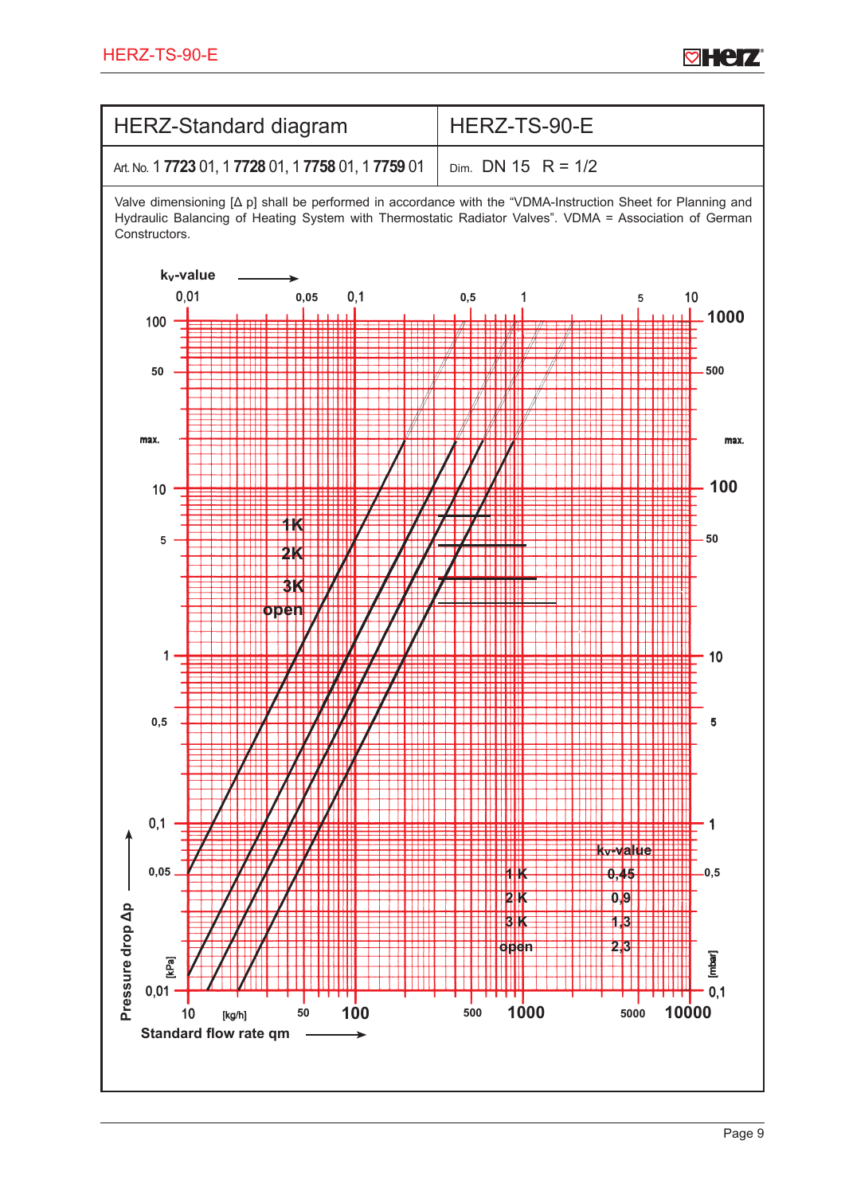| HERZ-Standard diagram | HERZ-TS-90-E |
| --- | --- |
| Art. No. 1 **7723** 01, 1 **7728** 01, 1 **7758** 01, 1 **7759** 01 | Dim. DN 15 R = 1/2 |

Valve dimensioning [Δ p] shall be performed in accordance with the "VDMA-Instruction Sheet for Planning and Hydraulic Balancing of Heating System with Thermostatic Radiator Valves". VDMA = Association of German Constructors.

$k_v$-value

0,01 0,05 0,1 0,5 1 5 10

100 50 max. 10 5 1 0,5 0,1 0,05 0,01

1000 500 max. 100 50 10 5 1 0,5 0,1

1K 2K 3K open

| | |
| --- | --- |
| | $k_v$-value |
| 1 K | 0,45 |
| 2 K | 0,9 |
| 3 K | 1,3 |
| open | 2,3 |

Pressure drop Δp [kPa] [mbar]

10 [kg/h] 50 100 500 1000 5000 10000

Standard flow rate qm